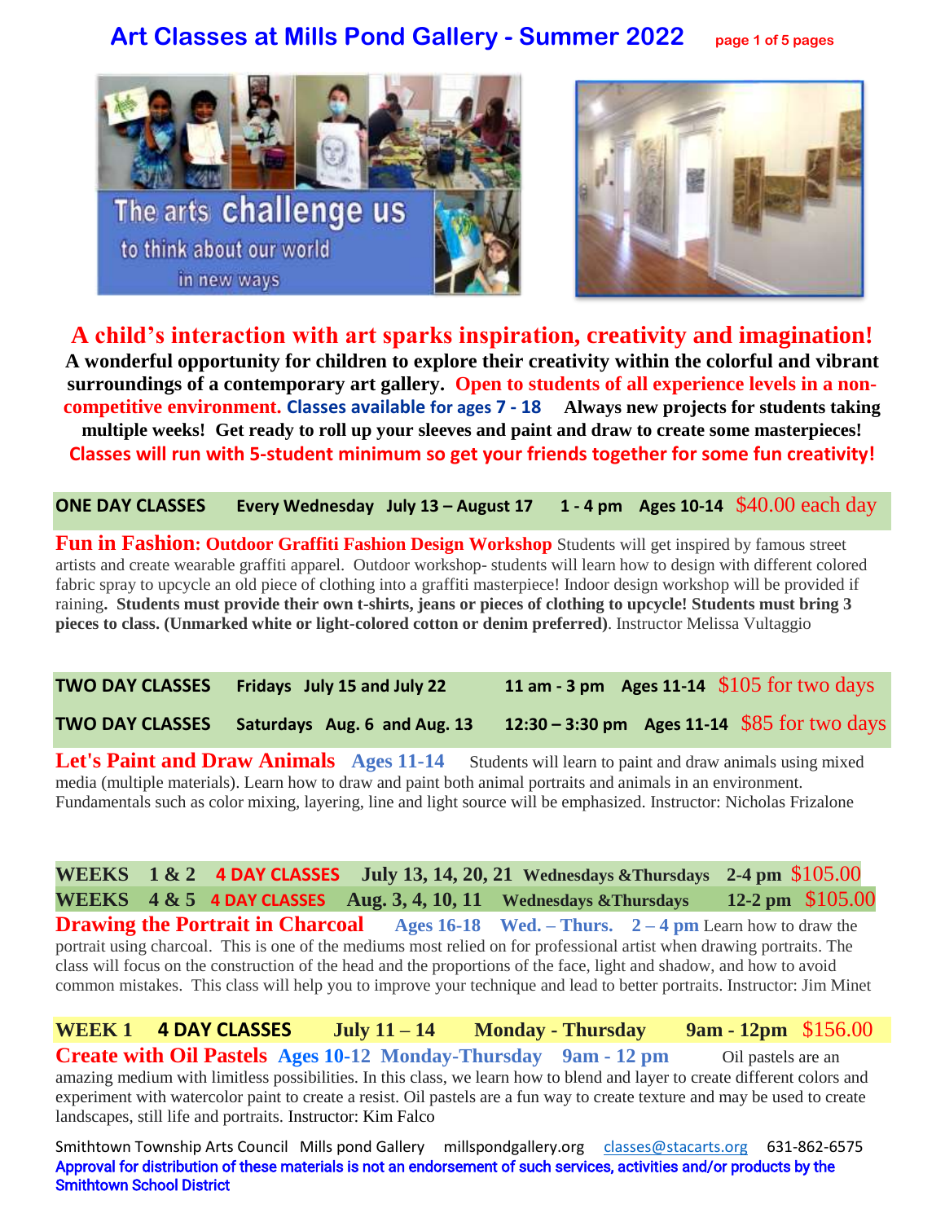# Art Classes at Mills Pond Gallery - Summer 2022

## A child's interaction with art sparks inspiration, creativity and imagination!

**A wonderful opportunity for children to explore their creativity within the colorful and vibrant surroundings of a contemporary art gallery. Open to students of all experience levels in a non-competitive environment. Classes available for ages 7 - 18 Always new projects for students taking multiple weeks! Get ready to roll up your sleeves and paint and draw to create some masterpieces!**

**Classes will run with 5-student minimum so get your friends together for some fun creativity!**

**ONE DAY CLASSES** Every Wednesday July 13 – August 17 1 - 4 pm Ages 10-14 $40.00 each day

**Fun in Fashion: Outdoor Graffiti Fashion Design Workshop** Students will get inspired by famous street artists and create wearable graffiti apparel. Outdoor workshop- students will learn how to design with different colored fabric spray to upcycle an old piece of clothing into a graffiti masterpiece! Indoor design workshop will be provided if raining. **Students must provide their own t-shirts, jeans or pieces of clothing to upcycle! Students must bring 3 pieces to class. (Unmarked white or light-colored cotton or denim preferred)**. Instructor Melissa Vultaggio

**TWO DAY CLASSES** Fridays July 15 and July 22 11 am - 3 pm Ages 11-14 $105 for two days

**TWO DAY CLASSES** Saturdays Aug. 6 and Aug. 13 12:30 – 3:30 pm Ages 11-14 $85 for two days

**Let's Paint and Draw Animals** Ages 11-14 Students will learn to paint and draw animals using mixed media (multiple materials). Learn how to draw and paint both animal portraits and animals in an environment. Fundamentals such as color mixing, layering, line and light source will be emphasized. Instructor: Nicholas Frizalone

**WEEKS 1 & 2 4 DAY CLASSES** July 13, 14, 20, 21 Wednesdays &Thursdays 2-4 pm $105.00

**WEEKS 4 & 5 4 DAY CLASSES** Aug. 3, 4, 10, 11 Wednesdays &Thursdays 12-2 pm $105.00

**Drawing the Portrait in Charcoal** Ages 16-18 Wed. – Thurs. 2 – 4 pm Learn how to draw the portrait using charcoal. This is one of the mediums most relied on for professional artist when drawing portraits. The class will focus on the construction of the head and the proportions of the face, light and shadow, and how to avoid common mistakes. This class will help you to improve your technique and lead to better portraits. Instructor: Jim Minet

**WEEK 1 4 DAY CLASSES** July 11 – 14 Monday - Thursday 9am - 12pm $156.00

**Create with Oil Pastels** Ages 10-12 Monday-Thursday 9am - 12 pm Oil pastels are an amazing medium with limitless possibilities. In this class, we learn how to blend and layer to create different colors and experiment with watercolor paint to create a resist. Oil pastels are a fun way to create texture and may be used to create landscapes, still life and portraits. Instructor: Kim Falco

Smithtown Township Arts Council Mills pond Gallery millspondgallery.org classes@stacarts.org 631-862-6575

**Approval for distribution of these materials is not an endorsement of such services, activities and/or products by the Smithtown School District**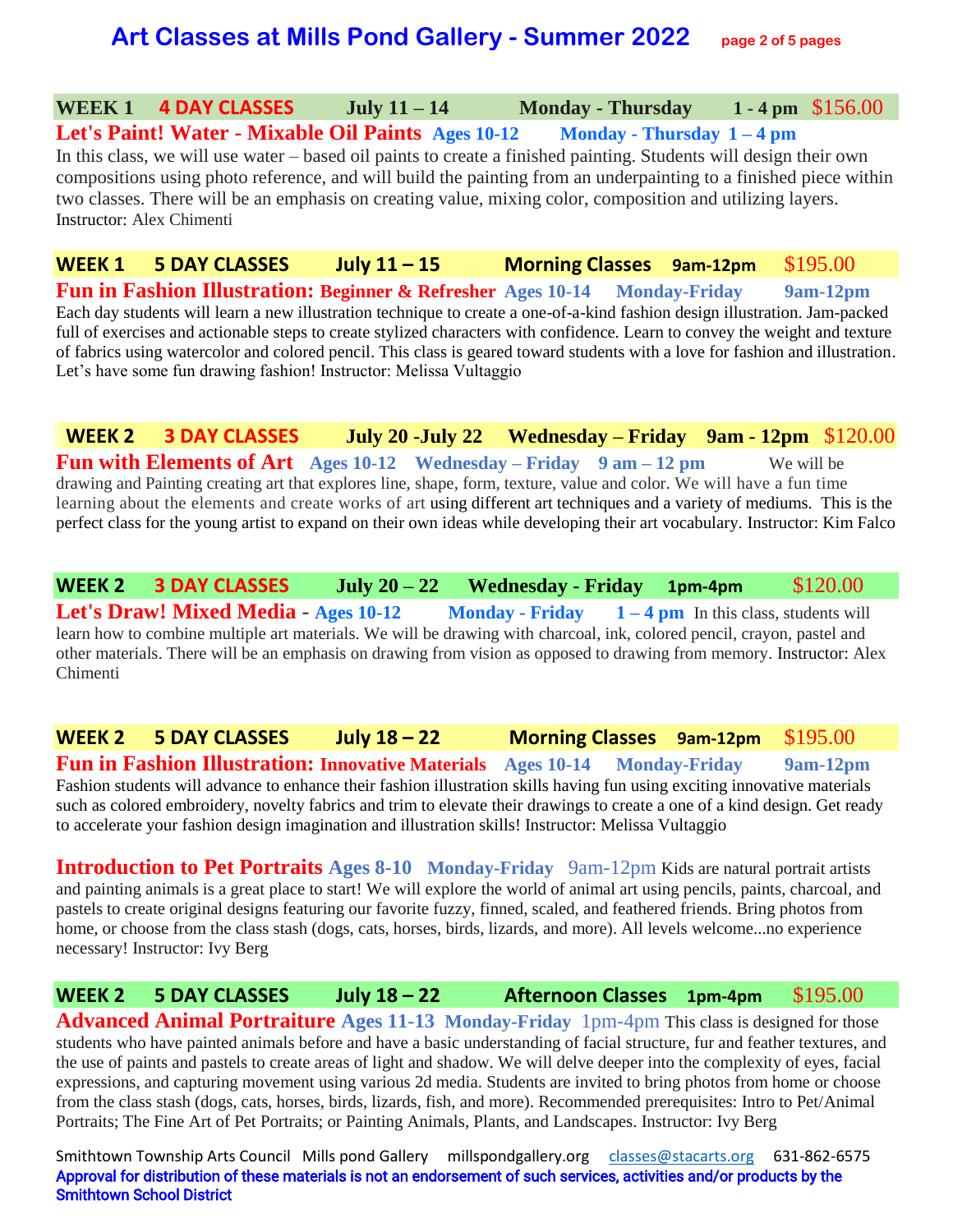# Art Classes at Mills Pond Gallery - Summer 2022

**WEEK 1 4 DAY CLASSES July 11 – 14 Monday - Thursday 1 - 4 pm $156.00**

**Let's Paint! Water - Mixable Oil Paints** **Ages 10-12** **Monday - Thursday 1 – 4 pm**
In this class, we will use water – based oil paints to create a finished painting. Students will design their own compositions using photo reference, and will build the painting from an underpainting to a finished piece within two classes. There will be an emphasis on creating value, mixing color, composition and utilizing layers. Instructor: Alex Chimenti

**WEEK 1 5 DAY CLASSES July 11 – 15 Morning Classes 9am-12pm $195.00**

**Fun in Fashion Illustration: Beginner & Refresher** **Ages 10-14** **Monday-Friday 9am-12pm**
Each day students will learn a new illustration technique to create a one-of-a-kind fashion design illustration. Jam-packed full of exercises and actionable steps to create stylized characters with confidence. Learn to convey the weight and texture of fabrics using watercolor and colored pencil. This class is geared toward students with a love for fashion and illustration. Let's have some fun drawing fashion! Instructor: Melissa Vultaggio

**WEEK 2 3 DAY CLASSES July 20 -July 22 Wednesday – Friday 9am - 12pm $120.00**

**Fun with Elements of Art** **Ages 10-12** **Wednesday – Friday 9 am – 12 pm** We will be drawing and Painting creating art that explores line, shape, form, texture, value and color. We will have a fun time learning about the elements and create works of art using different art techniques and a variety of mediums. This is the perfect class for the young artist to expand on their own ideas while developing their art vocabulary. Instructor: Kim Falco

**WEEK 2 3 DAY CLASSES July 20 – 22 Wednesday - Friday 1pm-4pm $120.00**

**Let's Draw! Mixed Media** - **Ages 10-12** **Monday - Friday 1 – 4 pm** In this class, students will learn how to combine multiple art materials. We will be drawing with charcoal, ink, colored pencil, crayon, pastel and other materials. There will be an emphasis on drawing from vision as opposed to drawing from memory. Instructor: Alex Chimenti

**WEEK 2 5 DAY CLASSES July 18 – 22 Morning Classes 9am-12pm $195.00**

**Fun in Fashion Illustration: Innovative Materials** **Ages 10-14** **Monday-Friday 9am-12pm**
Fashion students will advance to enhance their fashion illustration skills having fun using exciting innovative materials such as colored embroidery, novelty fabrics and trim to elevate their drawings to create a one of a kind design. Get ready to accelerate your fashion design imagination and illustration skills! Instructor: Melissa Vultaggio

**Introduction to Pet Portraits** **Ages 8-10** **Monday-Friday** 9am-12pm Kids are natural portrait artists and painting animals is a great place to start! We will explore the world of animal art using pencils, paints, charcoal, and pastels to create original designs featuring our favorite fuzzy, finned, scaled, and feathered friends. Bring photos from home, or choose from the class stash (dogs, cats, horses, birds, lizards, and more). All levels welcome...no experience necessary! Instructor: Ivy Berg

**WEEK 2 5 DAY CLASSES July 18 – 22 Afternoon Classes 1pm-4pm $195.00**

**Advanced Animal Portraiture** **Ages 11-13** **Monday-Friday** 1pm-4pm This class is designed for those students who have painted animals before and have a basic understanding of facial structure, fur and feather textures, and the use of paints and pastels to create areas of light and shadow. We will delve deeper into the complexity of eyes, facial expressions, and capturing movement using various 2d media. Students are invited to bring photos from home or choose from the class stash (dogs, cats, horses, birds, lizards, fish, and more). Recommended prerequisites: Intro to Pet/Animal Portraits; The Fine Art of Pet Portraits; or Painting Animals, Plants, and Landscapes. Instructor: Ivy Berg

Smithtown Township Arts Council Mills pond Gallery millspondgallery.org classes@stacarts.org 631-862-6575

**Approval for distribution of these materials is not an endorsement of such services, activities and/or products by the Smithtown School District**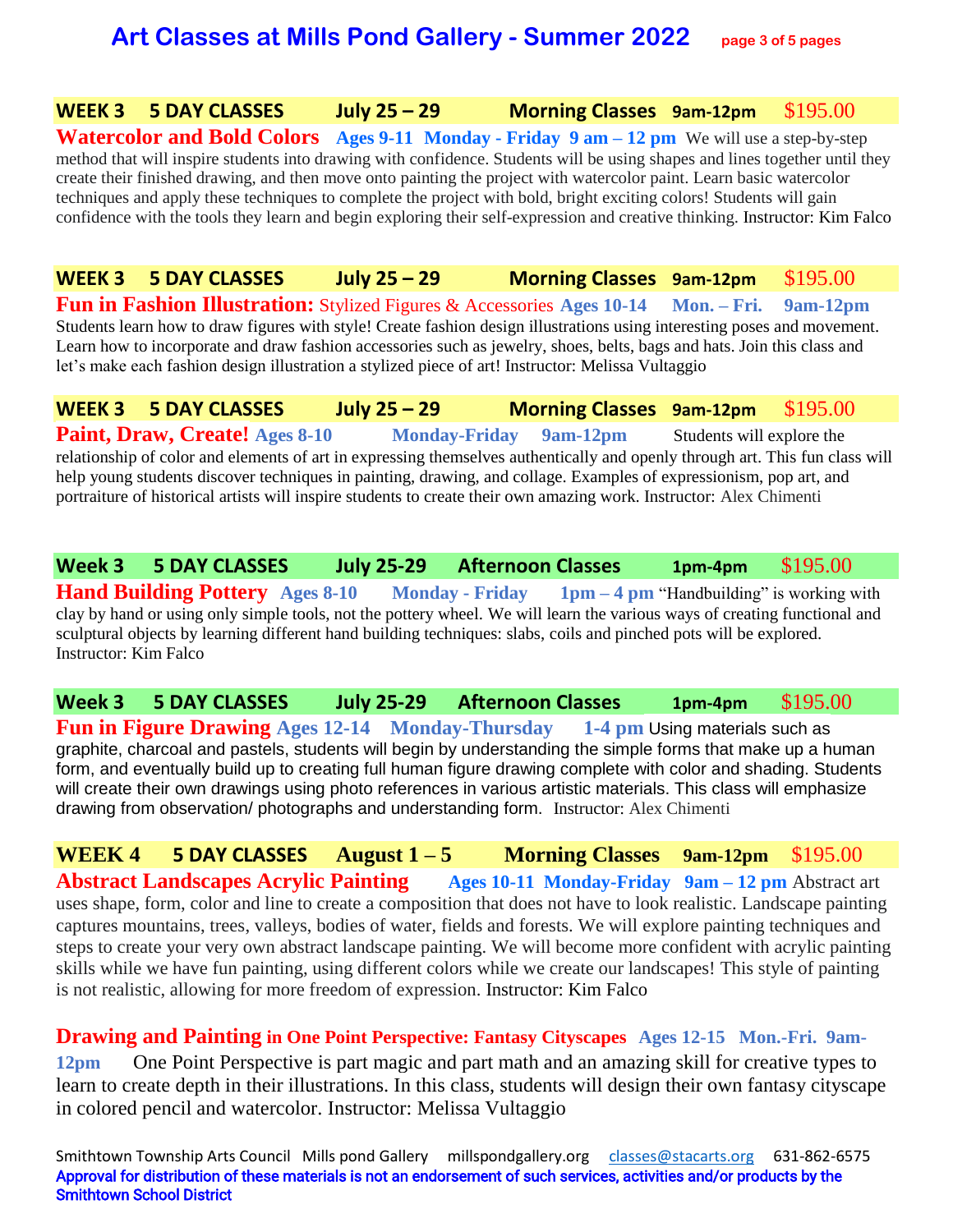# Art Classes at Mills Pond Gallery - Summer 2022

**WEEK 3 5 DAY CLASSES July 25 – 29 Morning Classes 9am-12pm $195.00**

**Watercolor and Bold Colors** **Ages 9-11 Monday - Friday 9 am – 12 pm** We will use a step-by-step method that will inspire students into drawing with confidence. Students will be using shapes and lines together until they create their finished drawing, and then move onto painting the project with watercolor paint. Learn basic watercolor techniques and apply these techniques to complete the project with bold, bright exciting colors! Students will gain confidence with the tools they learn and begin exploring their self-expression and creative thinking. Instructor: Kim Falco

**WEEK 3 5 DAY CLASSES July 25 – 29 Morning Classes 9am-12pm $195.00**

**Fun in Fashion Illustration:** Stylized Figures & Accessories **Ages 10-14 Mon. – Fri. 9am-12pm** Students learn how to draw figures with style! Create fashion design illustrations using interesting poses and movement. Learn how to incorporate and draw fashion accessories such as jewelry, shoes, belts, bags and hats. Join this class and let's make each fashion design illustration a stylized piece of art! Instructor: Melissa Vultaggio

**WEEK 3 5 DAY CLASSES July 25 – 29 Morning Classes 9am-12pm $195.00**

**Paint, Draw, Create!** **Ages 8-10 Monday-Friday 9am-12pm** Students will explore the relationship of color and elements of art in expressing themselves authentically and openly through art. This fun class will help young students discover techniques in painting, drawing, and collage. Examples of expressionism, pop art, and portraiture of historical artists will inspire students to create their own amazing work. Instructor: Alex Chimenti

**Week 3 5 DAY CLASSES July 25-29 Afternoon Classes 1pm-4pm $195.00**

**Hand Building Pottery** **Ages 8-10 Monday - Friday 1pm – 4 pm** "Handbuilding" is working with clay by hand or using only simple tools, not the pottery wheel. We will learn the various ways of creating functional and sculptural objects by learning different hand building techniques: slabs, coils and pinched pots will be explored. Instructor: Kim Falco

**Week 3 5 DAY CLASSES July 25-29 Afternoon Classes 1pm-4pm $195.00**

**Fun in Figure Drawing** **Ages 12-14 Monday-Thursday 1-4 pm** Using materials such as graphite, charcoal and pastels, students will begin by understanding the simple forms that make up a human form, and eventually build up to creating full human figure drawing complete with color and shading. Students will create their own drawings using photo references in various artistic materials. This class will emphasize drawing from observation/ photographs and understanding form. Instructor: Alex Chimenti

**WEEK 4 5 DAY CLASSES August 1 – 5 Morning Classes 9am-12pm $195.00**

**Abstract Landscapes Acrylic Painting** **Ages 10-11 Monday-Friday 9am – 12 pm** Abstract art uses shape, form, color and line to create a composition that does not have to look realistic. Landscape painting captures mountains, trees, valleys, bodies of water, fields and forests. We will explore painting techniques and steps to create your very own abstract landscape painting. We will become more confident with acrylic painting skills while we have fun painting, using different colors while we create our landscapes! This style of painting is not realistic, allowing for more freedom of expression. Instructor: Kim Falco

**Drawing and Painting in One Point Perspective: Fantasy Cityscapes** **Ages 12-15 Mon.-Fri. 9am-12pm** One Point Perspective is part magic and part math and an amazing skill for creative types to learn to create depth in their illustrations. In this class, students will design their own fantasy cityscape in colored pencil and watercolor. Instructor: Melissa Vultaggio

Smithtown Township Arts Council Mills pond Gallery millspondgallery.org classes@stacarts.org 631-862-6575

**Approval for distribution of these materials is not an endorsement of such services, activities and/or products by the Smithtown School District**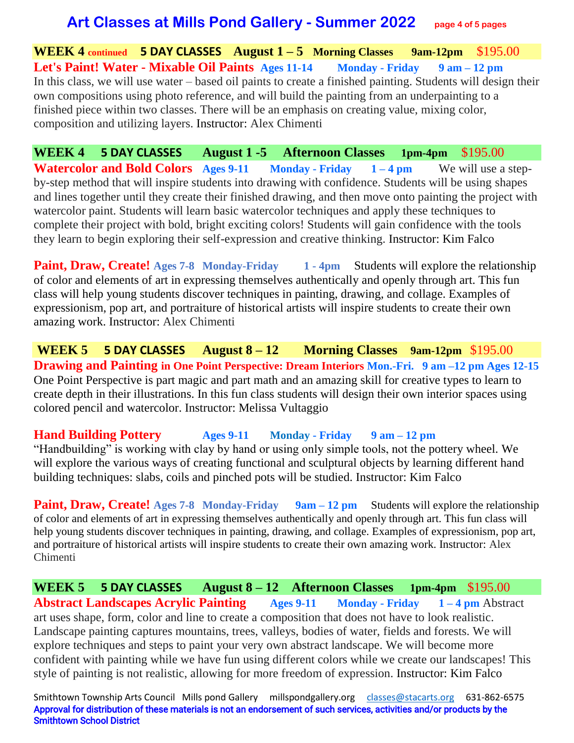# Art Classes at Mills Pond Gallery - Summer 2022

## WEEK 4 continued 5 DAY CLASSES August 1 – 5 Morning Classes 9am-12pm $195.00

**Let's Paint! Water - Mixable Oil Paints** **Ages 11-14** **Monday - Friday** **9 am – 12 pm**
In this class, we will use water – based oil paints to create a finished painting. Students will design their own compositions using photo reference, and will build the painting from an underpainting to a finished piece within two classes. There will be an emphasis on creating value, mixing color, composition and utilizing layers. Instructor: Alex Chimenti

## WEEK 4 5 DAY CLASSES August 1 -5 Afternoon Classes 1pm-4pm $195.00

**Watercolor and Bold Colors** **Ages 9-11** **Monday - Friday** **1 – 4 pm** We will use a step-by-step method that will inspire students into drawing with confidence. Students will be using shapes and lines together until they create their finished drawing, and then move onto painting the project with watercolor paint. Students will learn basic watercolor techniques and apply these techniques to complete their project with bold, bright exciting colors! Students will gain confidence with the tools they learn to begin exploring their self-expression and creative thinking. Instructor: Kim Falco

**Paint, Draw, Create!** **Ages 7-8** **Monday-Friday** **1 - 4pm** Students will explore the relationship of color and elements of art in expressing themselves authentically and openly through art. This fun class will help young students discover techniques in painting, drawing, and collage. Examples of expressionism, pop art, and portraiture of historical artists will inspire students to create their own amazing work. Instructor: Alex Chimenti

## WEEK 5 5 DAY CLASSES August 8 – 12 Morning Classes 9am-12pm $195.00

**Drawing and Painting in One Point Perspective: Dream Interiors** **Mon.-Fri.** **9 am –12 pm** **Ages 12-15**
One Point Perspective is part magic and part math and an amazing skill for creative types to learn to create depth in their illustrations. In this fun class students will design their own interior spaces using colored pencil and watercolor. Instructor: Melissa Vultaggio

**Hand Building Pottery** **Ages 9-11** **Monday - Friday** **9 am – 12 pm**
"Handbuilding" is working with clay by hand or using only simple tools, not the pottery wheel. We will explore the various ways of creating functional and sculptural objects by learning different hand building techniques: slabs, coils and pinched pots will be studied. Instructor: Kim Falco

**Paint, Draw, Create!** **Ages 7-8** **Monday-Friday** **9am – 12 pm** Students will explore the relationship of color and elements of art in expressing themselves authentically and openly through art. This fun class will help young students discover techniques in painting, drawing, and collage. Examples of expressionism, pop art, and portraiture of historical artists will inspire students to create their own amazing work. Instructor: Alex Chimenti

## WEEK 5 5 DAY CLASSES August 8 – 12 Afternoon Classes 1pm-4pm $195.00

**Abstract Landscapes Acrylic Painting** **Ages 9-11** **Monday - Friday** **1 – 4 pm** Abstract art uses shape, form, color and line to create a composition that does not have to look realistic. Landscape painting captures mountains, trees, valleys, bodies of water, fields and forests. We will explore techniques and steps to paint your very own abstract landscape. We will become more confident with painting while we have fun using different colors while we create our landscapes! This style of painting is not realistic, allowing for more freedom of expression. Instructor: Kim Falco

Smithtown Township Arts Council Mills pond Gallery millspondgallery.org classes@stacarts.org 631-862-6575
**Approval for distribution of these materials is not an endorsement of such services, activities and/or products by the Smithtown School District**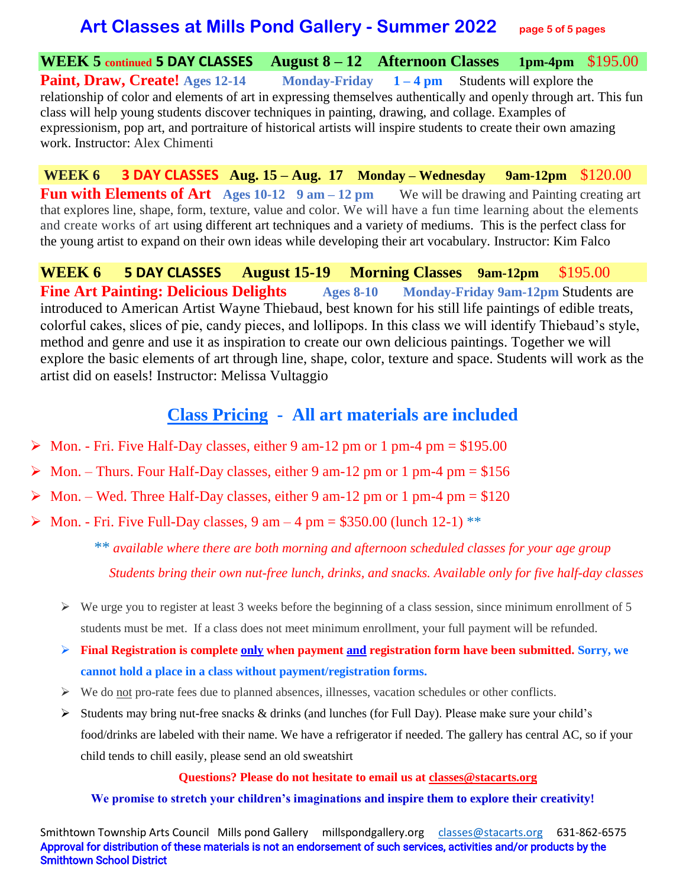# Art Classes at Mills Pond Gallery - Summer 2022

**WEEK 5 continued 5 DAY CLASSES August 8 – 12 Afternoon Classes 1pm-4pm $195.00**

**Paint, Draw, Create!** **Ages 12-14** **Monday-Friday** **1 – 4 pm** Students will explore the relationship of color and elements of art in expressing themselves authentically and openly through art. This fun class will help young students discover techniques in painting, drawing, and collage. Examples of expressionism, pop art, and portraiture of historical artists will inspire students to create their own amazing work. Instructor: Alex Chimenti

**WEEK 6 3 DAY CLASSES Aug. 15 – Aug. 17 Monday – Wednesday 9am-12pm $120.00**

**Fun with Elements of Art** **Ages 10-12** **9 am – 12 pm** We will be drawing and Painting creating art that explores line, shape, form, texture, value and color. We will have a fun time learning about the elements and create works of art using different art techniques and a variety of mediums. This is the perfect class for the young artist to expand on their own ideas while developing their art vocabulary. Instructor: Kim Falco

**WEEK 6 5 DAY CLASSES August 15-19 Morning Classes 9am-12pm $195.00**

**Fine Art Painting: Delicious Delights** **Ages 8-10** **Monday-Friday 9am-12pm** Students are introduced to American Artist Wayne Thiebaud, best known for his still life paintings of edible treats, colorful cakes, slices of pie, candy pieces, and lollipops. In this class we will identify Thiebaud's style, method and genre and use it as inspiration to create our own delicious paintings. Together we will explore the basic elements of art through line, shape, color, texture and space. Students will work as the artist did on easels! Instructor: Melissa Vultaggio

## Class Pricing - All art materials are included

- Mon. - Fri. Five Half-Day classes, either 9 am-12 pm or 1 pm-4 pm = $195.00
- Mon. – Thurs. Four Half-Day classes, either 9 am-12 pm or 1 pm-4 pm = $156
- Mon. – Wed. Three Half-Day classes, either 9 am-12 pm or 1 pm-4 pm = $120
- Mon. - Fri. Five Full-Day classes, 9 am – 4 pm = $350.00 (lunch 12-1) **

*** available where there are both morning and afternoon scheduled classes for your age group*

*Students bring their own nut-free lunch, drinks, and snacks. Available only for five half-day classes*

- We urge you to register at least 3 weeks before the beginning of a class session, since minimum enrollment of 5 students must be met. If a class does not meet minimum enrollment, your full payment will be refunded.
- **Final Registration is complete only when payment and registration form have been submitted. Sorry, we cannot hold a place in a class without payment/registration forms.**
- We do not pro-rate fees due to planned absences, illnesses, vacation schedules or other conflicts.
- Students may bring nut-free snacks & drinks (and lunches (for Full Day). Please make sure your child's food/drinks are labeled with their name. We have a refrigerator if needed. The gallery has central AC, so if your child tends to chill easily, please send an old sweatshirt

**Questions? Please do not hesitate to email us at classes@stacarts.org**

**We promise to stretch your children's imaginations and inspire them to explore their creativity!**

Smithtown Township Arts Council Mills pond Gallery millspondgallery.org classes@stacarts.org 631-862-6575

**Approval for distribution of these materials is not an endorsement of such services, activities and/or products by the Smithtown School District**